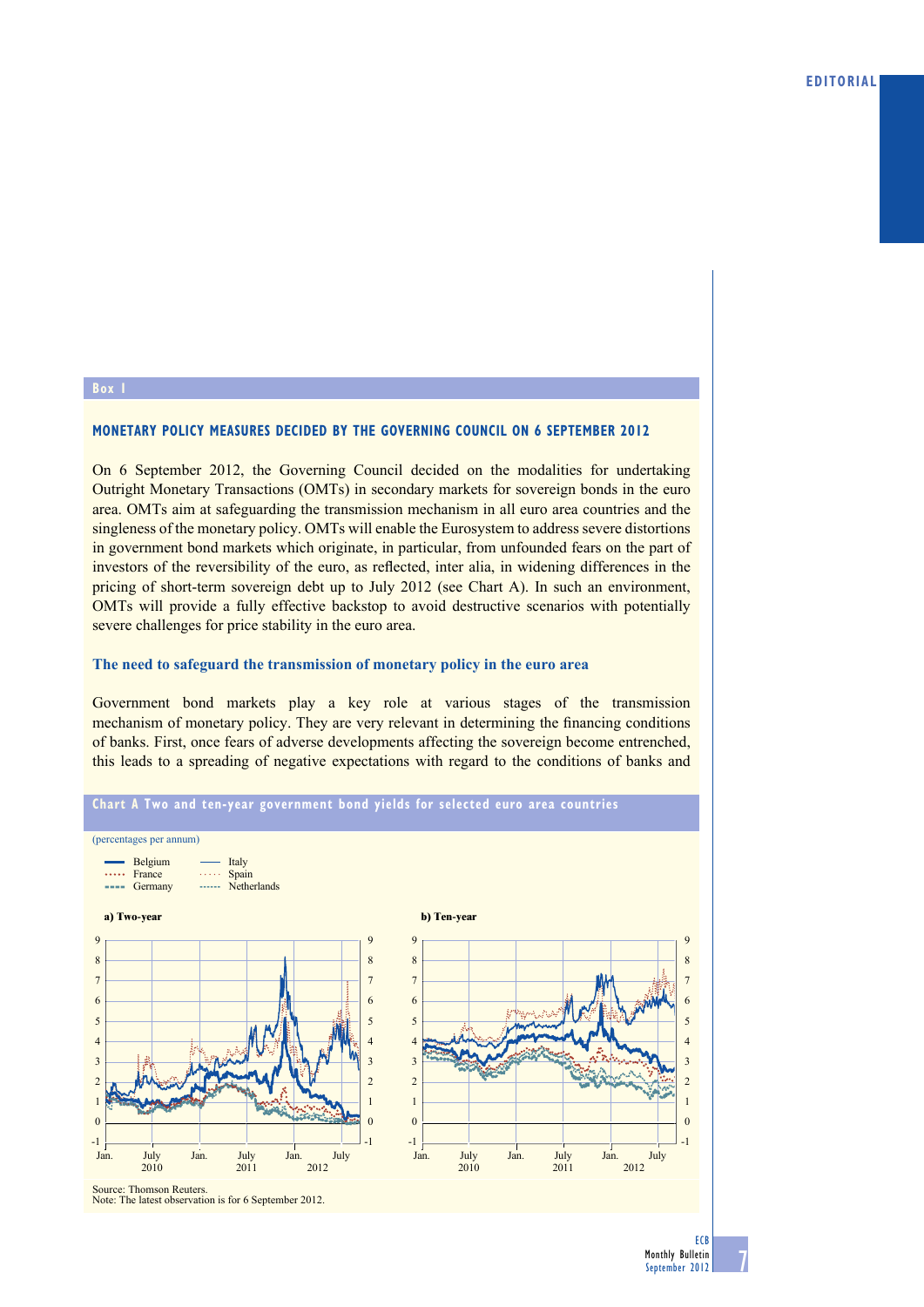## Box 1

### MONETARY POLICY MEASURES DECIDED BY THE GOVERNING COUNCIL ON 6 SEPTEMBER 2012

On 6 September 2012, the Governing Council decided on the modalities for undertaking Outright Monetary Transactions (OMTs) in secondary markets for sovereign bonds in the euro area. OMTs aim at safeguarding the transmission mechanism in all euro area countries and the singleness of the monetary policy. OMTs will enable the Eurosystem to address severe distortions in government bond markets which originate, in particular, from unfounded fears on the part of investors of the reversibility of the euro, as reflected, inter alia, in widening differences in the pricing of short-term sovereign debt up to July 2012 (see Chart A). In such an environment, OMTs will provide a fully effective backstop to avoid destructive scenarios with potentially severe challenges for price stability in the euro area.

#### The need to safeguard the transmission of monetary policy in the euro area

Government bond markets play a key role at various stages of the transmission mechanism of monetary policy. They are very relevant in determining the financing conditions of banks. First, once fears of adverse developments affecting the sovereign become entrenched, this leads to a spreading of negative expectations with regard to the conditions of banks and

**Chart A Two and ten-year government bond yields for selected euro area countries**

(percentages per annum)

Source: Thomson Reuters.
Note: The latest observation is for 6 September 2012.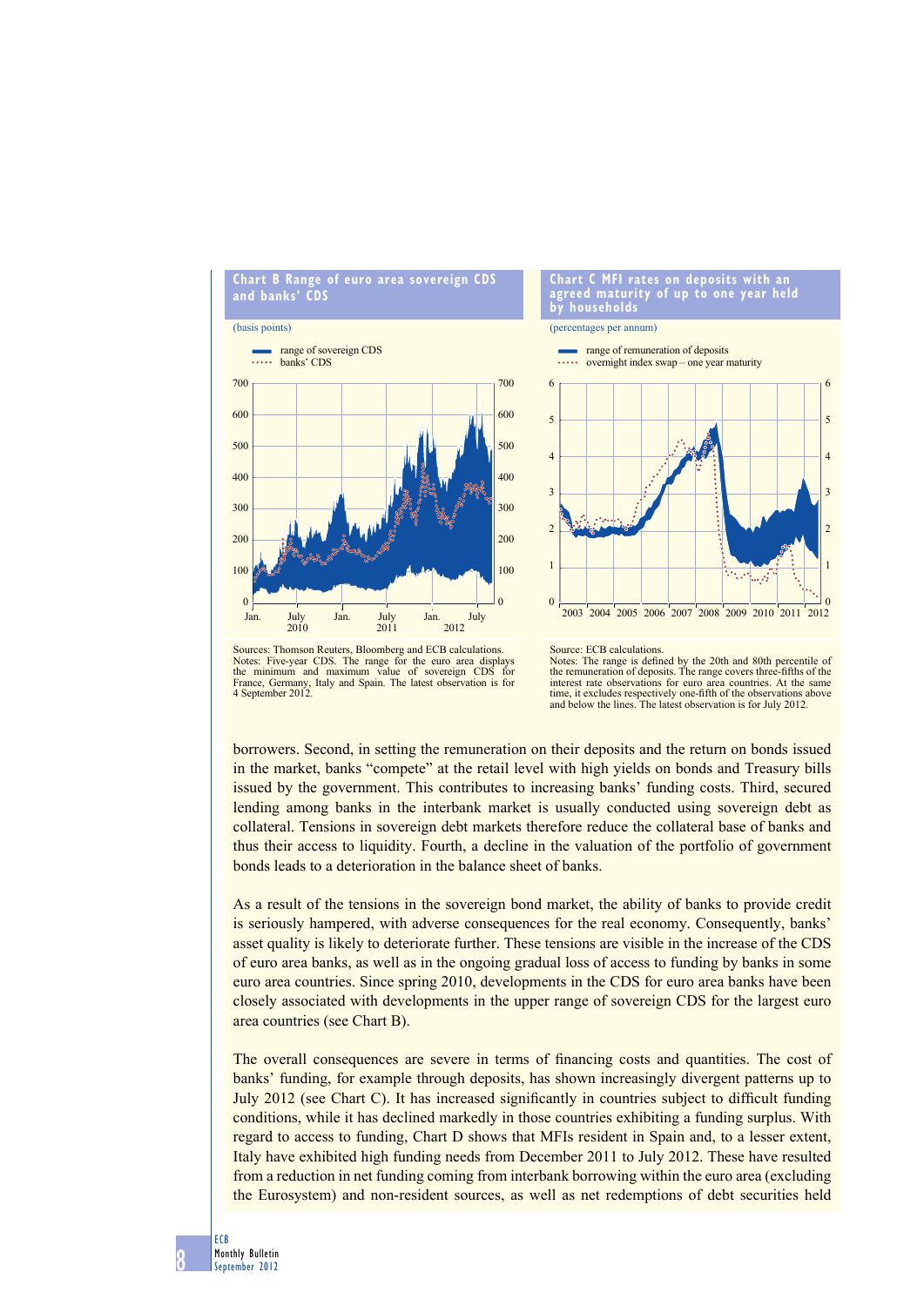**Chart B Range of euro area sovereign CDS and banks' CDS**

(basis points)

- range of sovereign CDS
- banks' CDS

Sources: Thomson Reuters, Bloomberg and ECB calculations.
Notes: Five-year CDS. The range for the euro area displays the minimum and maximum value of sovereign CDS for France, Germany, Italy and Spain. The latest observation is for 4 September 2012.

**Chart C MFI rates on deposits with an agreed maturity of up to one year held by households**

(percentages per annum)

- range of remuneration of deposits
- overnight index swap – one year maturity

Source: ECB calculations.
Notes: The range is defined by the 20th and 80th percentile of the remuneration of deposits. The range covers three-fifths of the interest rate observations for euro area countries. At the same time, it excludes respectively one-fifth of the observations above and below the lines. The latest observation is for July 2012.

borrowers. Second, in setting the remuneration on their deposits and the return on bonds issued in the market, banks "compete" at the retail level with high yields on bonds and Treasury bills issued by the government. This contributes to increasing banks' funding costs. Third, secured lending among banks in the interbank market is usually conducted using sovereign debt as collateral. Tensions in sovereign debt markets therefore reduce the collateral base of banks and thus their access to liquidity. Fourth, a decline in the valuation of the portfolio of government bonds leads to a deterioration in the balance sheet of banks.

As a result of the tensions in the sovereign bond market, the ability of banks to provide credit is seriously hampered, with adverse consequences for the real economy. Consequently, banks' asset quality is likely to deteriorate further. These tensions are visible in the increase of the CDS of euro area banks, as well as in the ongoing gradual loss of access to funding by banks in some euro area countries. Since spring 2010, developments in the CDS for euro area banks have been closely associated with developments in the upper range of sovereign CDS for the largest euro area countries (see Chart B).

The overall consequences are severe in terms of financing costs and quantities. The cost of banks' funding, for example through deposits, has shown increasingly divergent patterns up to July 2012 (see Chart C). It has increased significantly in countries subject to difficult funding conditions, while it has declined markedly in those countries exhibiting a funding surplus. With regard to access to funding, Chart D shows that MFIs resident in Spain and, to a lesser extent, Italy have exhibited high funding needs from December 2011 to July 2012. These have resulted from a reduction in net funding coming from interbank borrowing within the euro area (excluding the Eurosystem) and non-resident sources, as well as net redemptions of debt securities held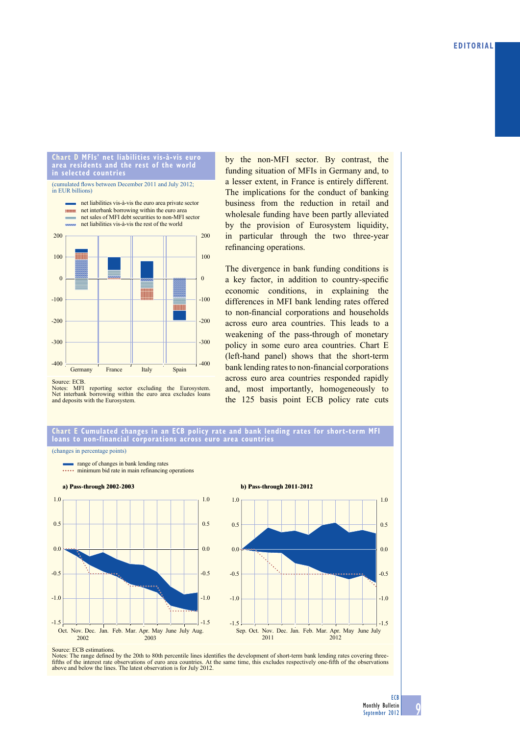**Chart D MFIs' net liabilities vis-à-vis euro area residents and the rest of the world in selected countries**

(cumulated flows between December 2011 and July 2012; in EUR billions)

- net liabilities vis-à-vis the euro area private sector
- net interbank borrowing within the euro area
- net sales of MFI debt securities to non-MFI sector
- net liabilities vis-à-vis the rest of the world

Source: ECB.
Notes: MFI reporting sector excluding the Eurosystem. Net interbank borrowing within the euro area excludes loans and deposits with the Eurosystem.

by the non-MFI sector. By contrast, the funding situation of MFIs in Germany and, to a lesser extent, in France is entirely different. The implications for the conduct of banking business from the reduction in retail and wholesale funding have been partly alleviated by the provision of Eurosystem liquidity, in particular through the two three-year refinancing operations.

The divergence in bank funding conditions is a key factor, in addition to country-specific economic conditions, in explaining the differences in MFI bank lending rates offered to non-financial corporations and households across euro area countries. This leads to a weakening of the pass-through of monetary policy in some euro area countries. Chart E (left-hand panel) shows that the short-term bank lending rates to non-financial corporations across euro area countries responded rapidly and, most importantly, homogeneously to the 125 basis point ECB policy rate cuts

**Chart E Cumulated changes in an ECB policy rate and bank lending rates for short-term MFI loans to non-financial corporations across euro area countries**

(changes in percentage points)

- range of changes in bank lending rates
- minimum bid rate in main refinancing operations

**a) Pass-through 2002-2003**

**b) Pass-through 2011-2012**

Source: ECB estimations.
Notes: The range defined by the 20th to 80th percentile lines identifies the development of short-term bank lending rates covering three-fifths of the interest rate observations of euro area countries. At the same time, this excludes respectively one-fifth of the observations above and below the lines. The latest observation is for July 2012.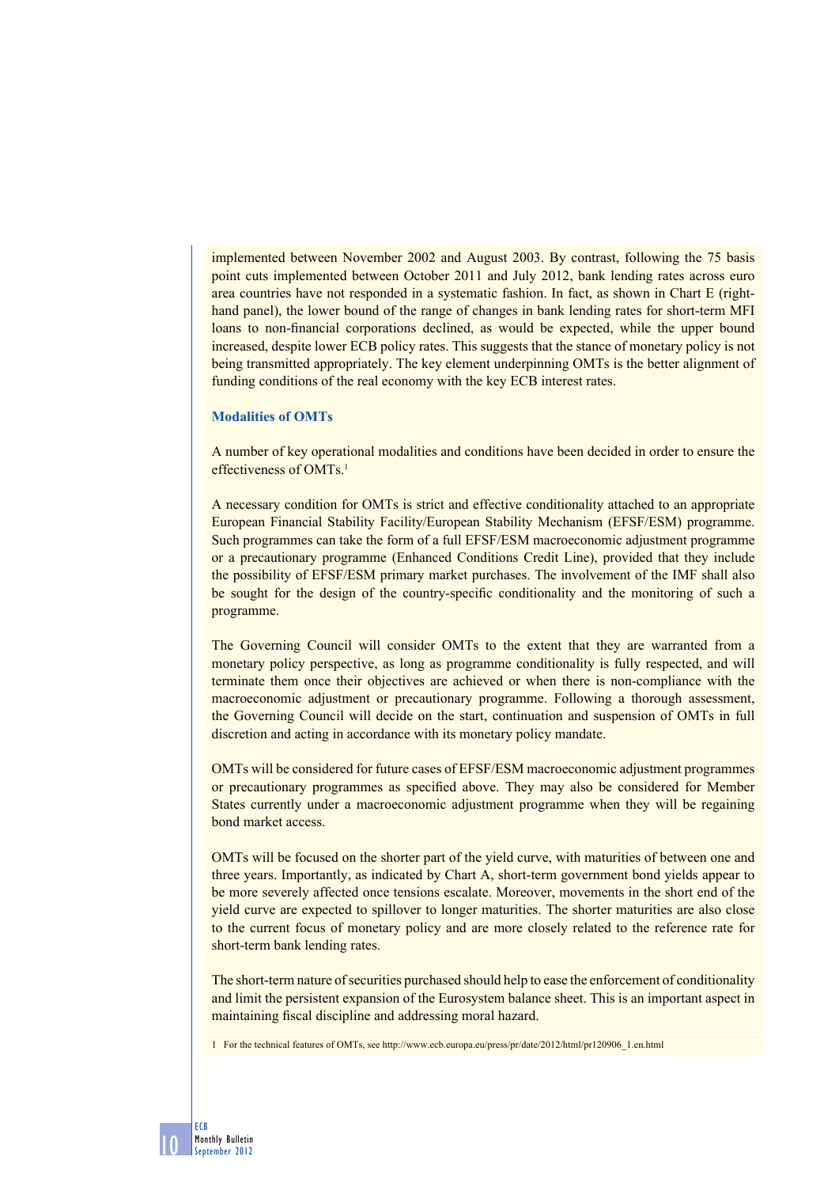implemented between November 2002 and August 2003. By contrast, following the 75 basis point cuts implemented between October 2011 and July 2012, bank lending rates across euro area countries have not responded in a systematic fashion. In fact, as shown in Chart E (right-hand panel), the lower bound of the range of changes in bank lending rates for short-term MFI loans to non-financial corporations declined, as would be expected, while the upper bound increased, despite lower ECB policy rates. This suggests that the stance of monetary policy is not being transmitted appropriately. The key element underpinning OMTs is the better alignment of funding conditions of the real economy with the key ECB interest rates.

### Modalities of OMTs

A number of key operational modalities and conditions have been decided in order to ensure the effectiveness of OMTs.[1]

A necessary condition for OMTs is strict and effective conditionality attached to an appropriate European Financial Stability Facility/European Stability Mechanism (EFSF/ESM) programme. Such programmes can take the form of a full EFSF/ESM macroeconomic adjustment programme or a precautionary programme (Enhanced Conditions Credit Line), provided that they include the possibility of EFSF/ESM primary market purchases. The involvement of the IMF shall also be sought for the design of the country-specific conditionality and the monitoring of such a programme.

The Governing Council will consider OMTs to the extent that they are warranted from a monetary policy perspective, as long as programme conditionality is fully respected, and will terminate them once their objectives are achieved or when there is non-compliance with the macroeconomic adjustment or precautionary programme. Following a thorough assessment, the Governing Council will decide on the start, continuation and suspension of OMTs in full discretion and acting in accordance with its monetary policy mandate.

OMTs will be considered for future cases of EFSF/ESM macroeconomic adjustment programmes or precautionary programmes as specified above. They may also be considered for Member States currently under a macroeconomic adjustment programme when they will be regaining bond market access.

OMTs will be focused on the shorter part of the yield curve, with maturities of between one and three years. Importantly, as indicated by Chart A, short-term government bond yields appear to be more severely affected once tensions escalate. Moreover, movements in the short end of the yield curve are expected to spillover to longer maturities. The shorter maturities are also close to the current focus of monetary policy and are more closely related to the reference rate for short-term bank lending rates.

The short-term nature of securities purchased should help to ease the enforcement of conditionality and limit the persistent expansion of the Eurosystem balance sheet. This is an important aspect in maintaining fiscal discipline and addressing moral hazard.

1 For the technical features of OMTs, see http://www.ecb.europa.eu/press/pr/date/2012/html/pr120906_1.en.html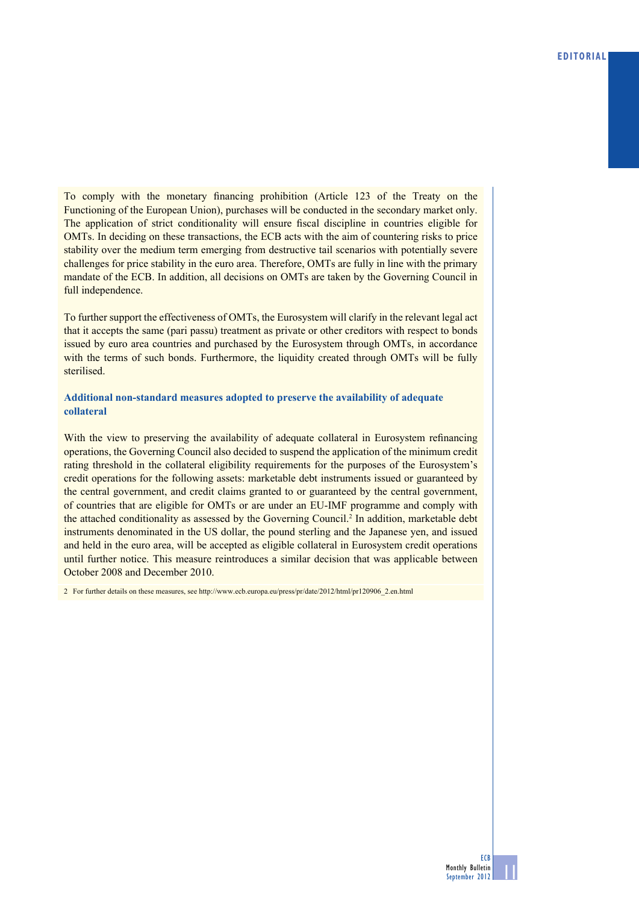To comply with the monetary financing prohibition (Article 123 of the Treaty on the Functioning of the European Union), purchases will be conducted in the secondary market only. The application of strict conditionality will ensure fiscal discipline in countries eligible for OMTs. In deciding on these transactions, the ECB acts with the aim of countering risks to price stability over the medium term emerging from destructive tail scenarios with potentially severe challenges for price stability in the euro area. Therefore, OMTs are fully in line with the primary mandate of the ECB. In addition, all decisions on OMTs are taken by the Governing Council in full independence.

To further support the effectiveness of OMTs, the Eurosystem will clarify in the relevant legal act that it accepts the same (pari passu) treatment as private or other creditors with respect to bonds issued by euro area countries and purchased by the Eurosystem through OMTs, in accordance with the terms of such bonds. Furthermore, the liquidity created through OMTs will be fully sterilised.

### Additional non-standard measures adopted to preserve the availability of adequate collateral

With the view to preserving the availability of adequate collateral in Eurosystem refinancing operations, the Governing Council also decided to suspend the application of the minimum credit rating threshold in the collateral eligibility requirements for the purposes of the Eurosystem's credit operations for the following assets: marketable debt instruments issued or guaranteed by the central government, and credit claims granted to or guaranteed by the central government, of countries that are eligible for OMTs or are under an EU-IMF programme and comply with the attached conditionality as assessed by the Governing Council.[2] In addition, marketable debt instruments denominated in the US dollar, the pound sterling and the Japanese yen, and issued and held in the euro area, will be accepted as eligible collateral in Eurosystem credit operations until further notice. This measure reintroduces a similar decision that was applicable between October 2008 and December 2010.

2 For further details on these measures, see http://www.ecb.europa.eu/press/pr/date/2012/html/pr120906_2.en.html